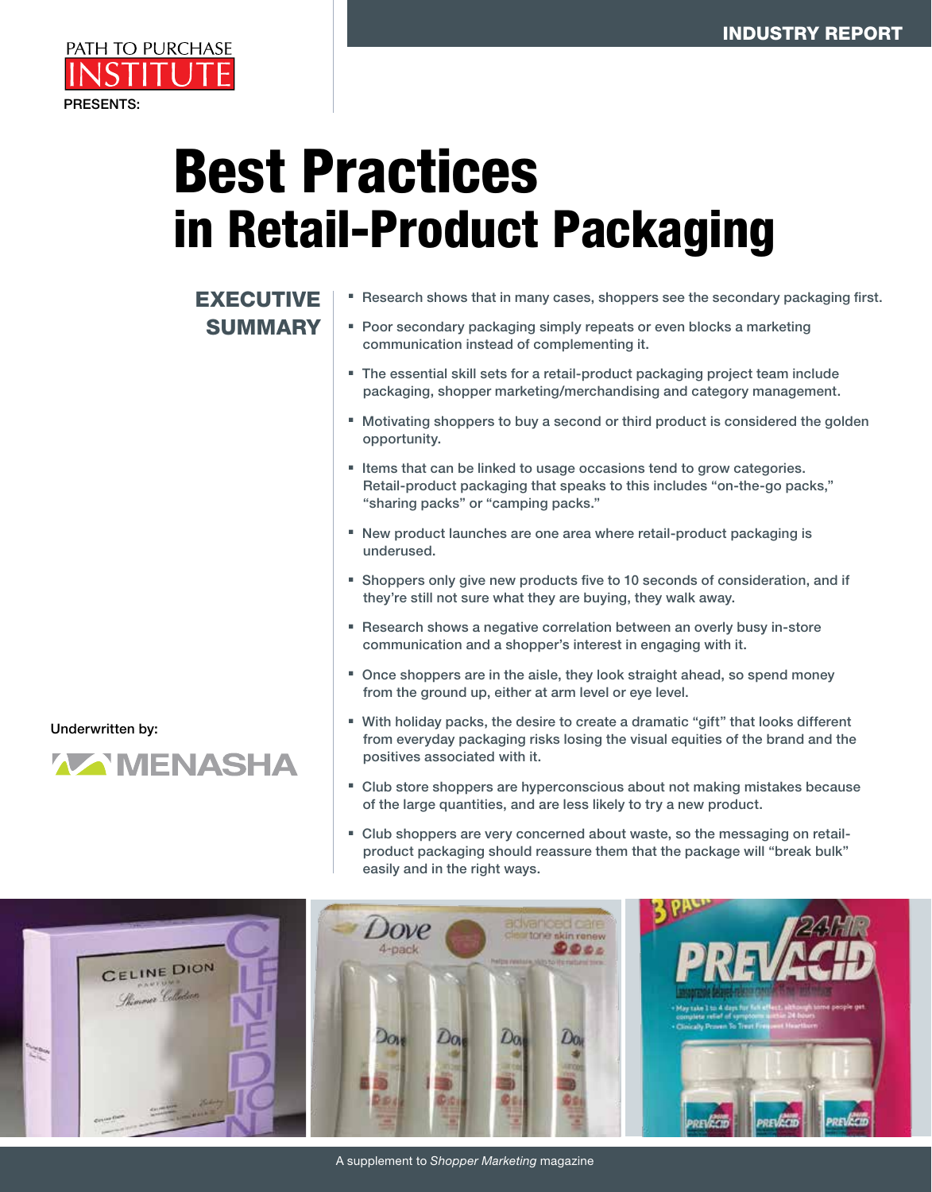PATH TO PURCHASE INSTITUTE

PRESENTS:

INDUSTRY REPORT

# Best Practices in Retail-Product Packaging

## EXECUTIVE SUMMARY

- Research shows that in many cases, shoppers see the secondary packaging first.
- Poor secondary packaging simply repeats or even blocks a marketing communication instead of complementing it.
- The essential skill sets for a retail-product packaging project team include packaging, shopper marketing/merchandising and category management.
- Motivating shoppers to buy a second or third product is considered the golden opportunity.
- Items that can be linked to usage occasions tend to grow categories. Retail-product packaging that speaks to this includes "on-the-go packs," "sharing packs" or "camping packs."
- New product launches are one area where retail-product packaging is underused.
- Shoppers only give new products five to 10 seconds of consideration, and if they're still not sure what they are buying, they walk away.
- Research shows a negative correlation between an overly busy in-store communication and a shopper's interest in engaging with it.
- Once shoppers are in the aisle, they look straight ahead, so spend money from the ground up, either at arm level or eye level.
- With holiday packs, the desire to create a dramatic "gift" that looks different from everyday packaging risks losing the visual equities of the brand and the positives associated with it.
- Club store shoppers are hyperconscious about not making mistakes because of the large quantities, and are less likely to try a new product.
- Club shoppers are very concerned about waste, so the messaging on retail-product packaging should reassure them that the package will "break bulk" easily and in the right ways.

Underwritten by: MENASHA

A supplement to *Shopper Marketing* magazine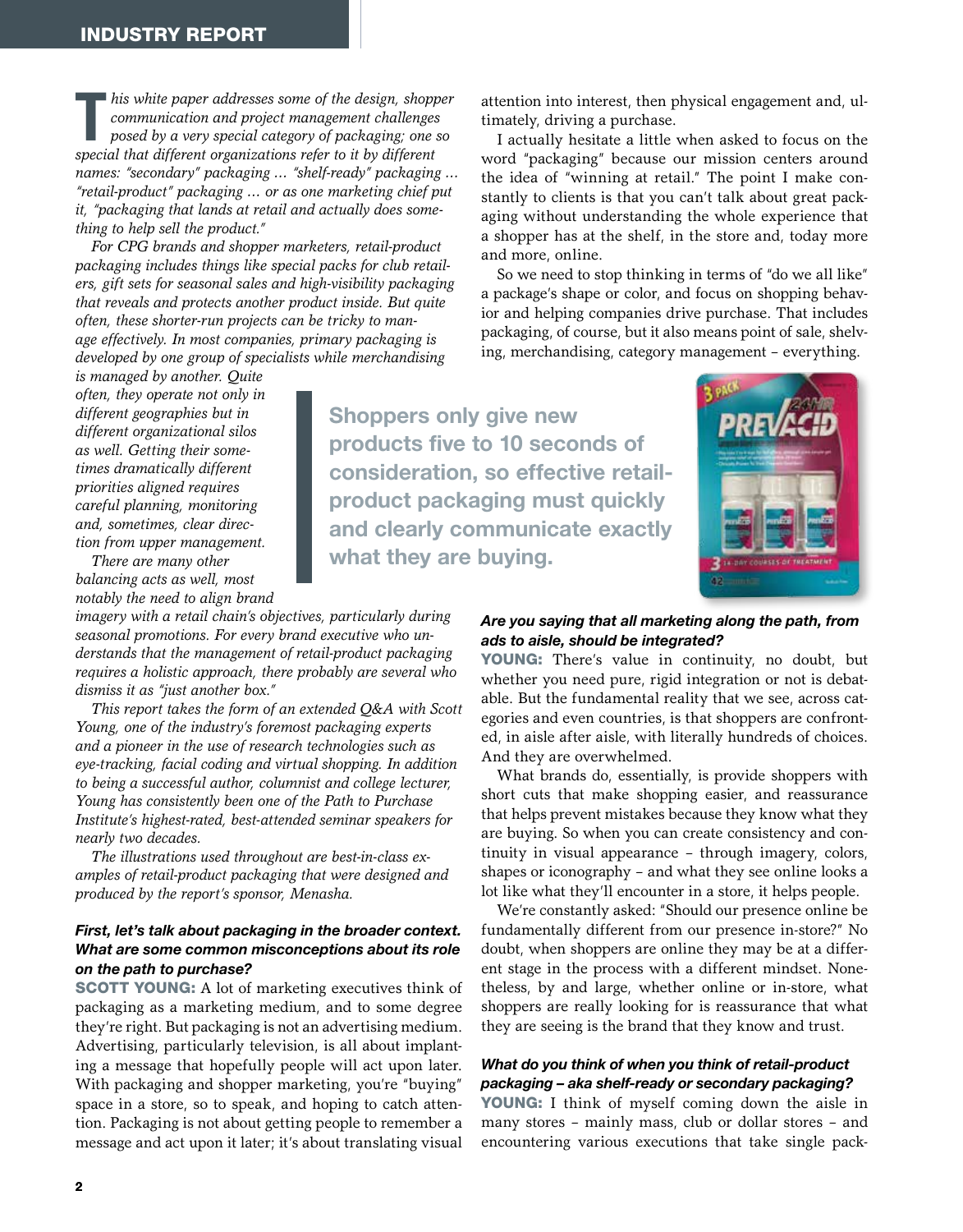*This white paper addresses some of the design, shopper communication and project management challenges posed by a very special category of packaging; one so special that different organizations refer to it by different names: "secondary" packaging … "shelf-ready" packaging … "retail-product" packaging … or as one marketing chief put it, "packaging that lands at retail and actually does something to help sell the product."*

*For CPG brands and shopper marketers, retail-product packaging includes things like special packs for club retailers, gift sets for seasonal sales and high-visibility packaging that reveals and protects another product inside. But quite often, these shorter-run projects can be tricky to manage effectively. In most companies, primary packaging is developed by one group of specialists while merchandising is managed by another. Quite often, they operate not only in different geographies but in different organizational silos as well. Getting their sometimes dramatically different priorities aligned requires careful planning, monitoring and, sometimes, clear direction from upper management.*

*There are many other balancing acts as well, most notably the need to align brand imagery with a retail chain's objectives, particularly during seasonal promotions. For every brand executive who understands that the management of retail-product packaging requires a holistic approach, there probably are several who dismiss it as "just another box."*

*This report takes the form of an extended Q&A with Scott Young, one of the industry's foremost packaging experts and a pioneer in the use of research technologies such as eye-tracking, facial coding and virtual shopping. In addition to being a successful author, columnist and college lecturer, Young has consistently been one of the Path to Purchase Institute's highest-rated, best-attended seminar speakers for nearly two decades.*

*The illustrations used throughout are best-in-class examples of retail-product packaging that were designed and produced by the report's sponsor, Menasha.*

***First, let's talk about packaging in the broader context. What are some common misconceptions about its role on the path to purchase?***

**SCOTT YOUNG:** A lot of marketing executives think of packaging as a marketing medium, and to some degree they're right. But packaging is not an advertising medium. Advertising, particularly television, is all about implanting a message that hopefully people will act upon later. With packaging and shopper marketing, you're "buying" space in a store, so to speak, and hoping to catch attention. Packaging is not about getting people to remember a message and act upon it later; it's about translating visual attention into interest, then physical engagement and, ultimately, driving a purchase.

I actually hesitate a little when asked to focus on the word "packaging" because our mission centers around the idea of "winning at retail." The point I make constantly to clients is that you can't talk about great packaging without understanding the whole experience that a shopper has at the shelf, in the store and, today more and more, online.

So we need to stop thinking in terms of "do we all like" a package's shape or color, and focus on shopping behavior and helping companies drive purchase. That includes packaging, of course, but it also means point of sale, shelving, merchandising, category management – everything.

> **Shoppers only give new products five to 10 seconds of consideration, so effective retail-product packaging must quickly and clearly communicate exactly what they are buying.**

***Are you saying that all marketing along the path, from ads to aisle, should be integrated?***

**YOUNG:** There's value in continuity, no doubt, but whether you need pure, rigid integration or not is debatable. But the fundamental reality that we see, across categories and even countries, is that shoppers are confronted, in aisle after aisle, with literally hundreds of choices. And they are overwhelmed.

What brands do, essentially, is provide shoppers with short cuts that make shopping easier, and reassurance that helps prevent mistakes because they know what they are buying. So when you can create consistency and continuity in visual appearance – through imagery, colors, shapes or iconography – and what they see online looks a lot like what they'll encounter in a store, it helps people.

We're constantly asked: "Should our presence online be fundamentally different from our presence in-store?" No doubt, when shoppers are online they may be at a different stage in the process with a different mindset. Nonetheless, by and large, whether online or in-store, what shoppers are really looking for is reassurance that what they are seeing is the brand that they know and trust.

***What do you think of when you think of retail-product packaging – aka shelf-ready or secondary packaging?***

**YOUNG:** I think of myself coming down the aisle in many stores – mainly mass, club or dollar stores – and encountering various executions that take single pack-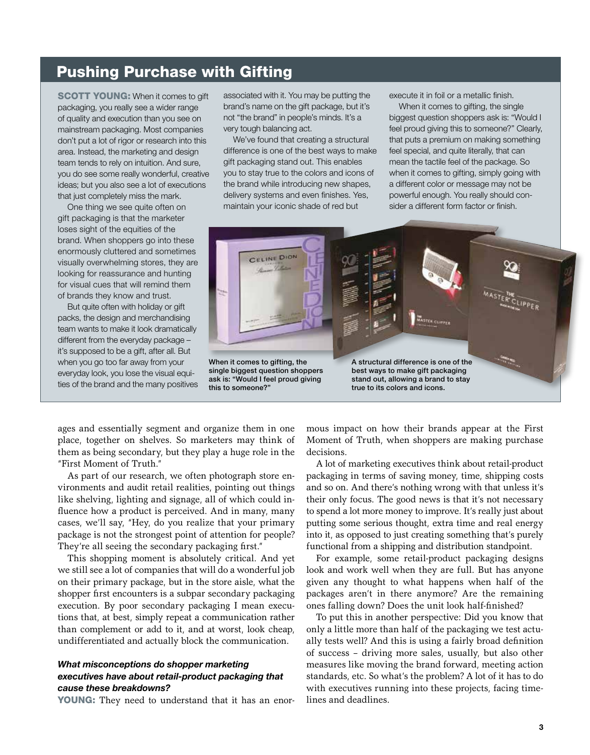## Pushing Purchase with Gifting

**SCOTT YOUNG:** When it comes to gift packaging, you really see a wider range of quality and execution than you see on mainstream packaging. Most companies don't put a lot of rigor or research into this area. Instead, the marketing and design team tends to rely on intuition. And sure, you do see some really wonderful, creative ideas; but you also see a lot of executions that just completely miss the mark.

One thing we see quite often on gift packaging is that the marketer loses sight of the equities of the brand. When shoppers go into these enormously cluttered and sometimes visually overwhelming stores, they are looking for reassurance and hunting for visual cues that will remind them of brands they know and trust.

But quite often with holiday or gift packs, the design and merchandising team wants to make it look dramatically different from the everyday package – it's supposed to be a gift, after all. But when you go too far away from your everyday look, you lose the visual equities of the brand and the many positives associated with it. You may be putting the brand's name on the gift package, but it's not "the brand" in people's minds. It's a very tough balancing act.

We've found that creating a structural difference is one of the best ways to make gift packaging stand out. This enables you to stay true to the colors and icons of the brand while introducing new shapes, delivery systems and even finishes. Yes, maintain your iconic shade of red but execute it in foil or a metallic finish.

When it comes to gifting, the single biggest question shoppers ask is: "Would I feel proud giving this to someone?" Clearly, that puts a premium on making something feel special, and quite literally, that can mean the tactile feel of the package. So when it comes to gifting, simply going with a different color or message may not be powerful enough. You really should consider a different form factor or finish.

**When it comes to gifting, the single biggest question shoppers ask is: "Would I feel proud giving this to someone?"**

**A structural difference is one of the best ways to make gift packaging stand out, allowing a brand to stay true to its colors and icons.**

---

ages and essentially segment and organize them in one place, together on shelves. So marketers may think of them as being secondary, but they play a huge role in the "First Moment of Truth."

As part of our research, we often photograph store environments and audit retail realities, pointing out things like shelving, lighting and signage, all of which could influence how a product is perceived. And in many, many cases, we'll say, "Hey, do you realize that your primary package is not the strongest point of attention for people? They're all seeing the secondary packaging first."

This shopping moment is absolutely critical. And yet we still see a lot of companies that will do a wonderful job on their primary package, but in the store aisle, what the shopper first encounters is a subpar secondary packaging execution. By poor secondary packaging I mean executions that, at best, simply repeat a communication rather than complement or add to it, and at worst, look cheap, undifferentiated and actually block the communication.

***What misconceptions do shopper marketing executives have about retail-product packaging that cause these breakdowns?***

**YOUNG:** They need to understand that it has an enormous impact on how their brands appear at the First Moment of Truth, when shoppers are making purchase decisions.

A lot of marketing executives think about retail-product packaging in terms of saving money, time, shipping costs and so on. And there's nothing wrong with that unless it's their only focus. The good news is that it's not necessary to spend a lot more money to improve. It's really just about putting some serious thought, extra time and real energy into it, as opposed to just creating something that's purely functional from a shipping and distribution standpoint.

For example, some retail-product packaging designs look and work well when they are full. But has anyone given any thought to what happens when half of the packages aren't in there anymore? Are the remaining ones falling down? Does the unit look half-finished?

To put this in another perspective: Did you know that only a little more than half of the packaging we test actually tests well? And this is using a fairly broad definition of success – driving more sales, usually, but also other measures like moving the brand forward, meeting action standards, etc. So what's the problem? A lot of it has to do with executives running into these projects, facing timelines and deadlines.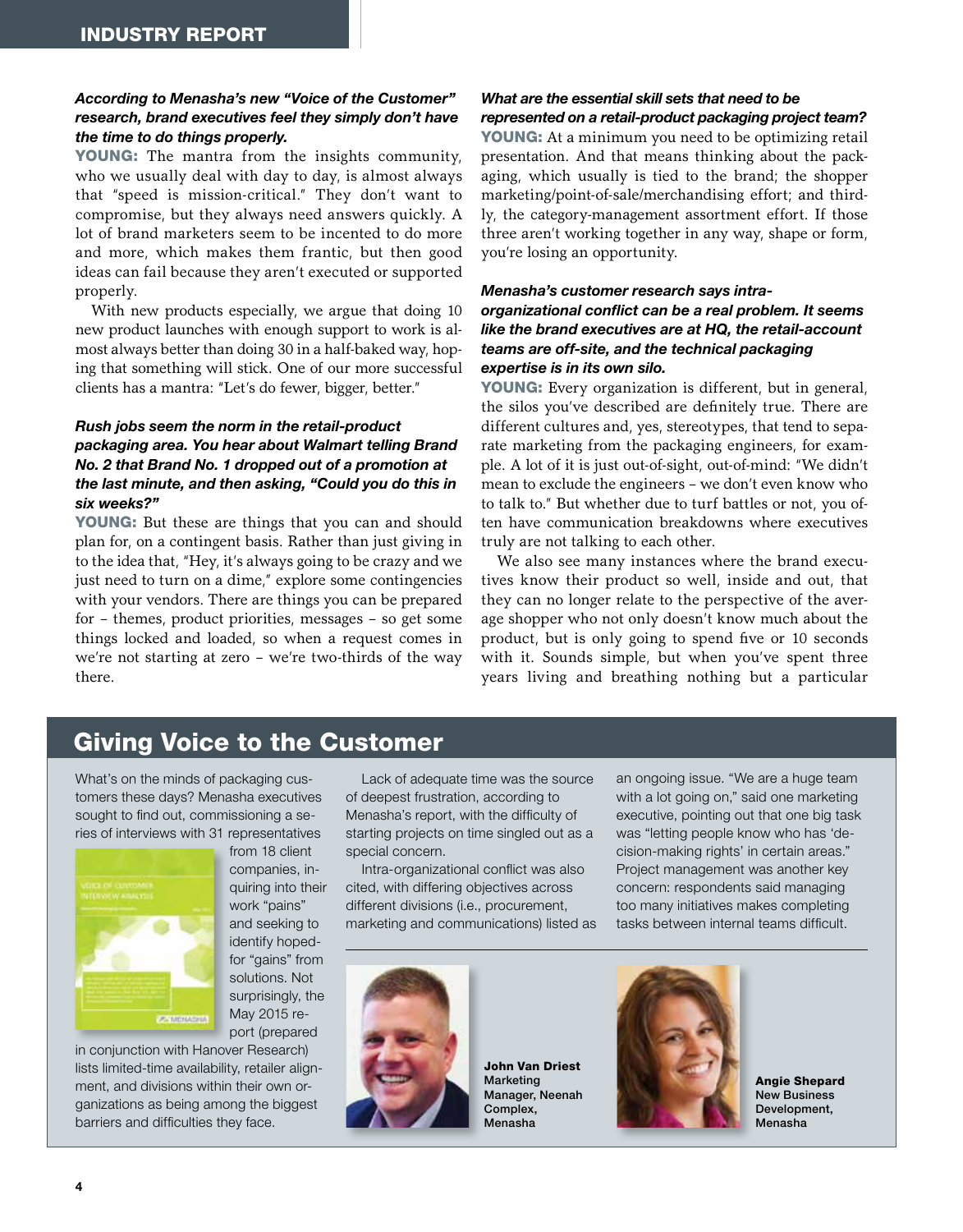***According to Menasha's new "Voice of the Customer" research, brand executives feel they simply don't have the time to do things properly.***

**YOUNG:** The mantra from the insights community, who we usually deal with day to day, is almost always that "speed is mission-critical." They don't want to compromise, but they always need answers quickly. A lot of brand marketers seem to be incented to do more and more, which makes them frantic, but then good ideas can fail because they aren't executed or supported properly.

With new products especially, we argue that doing 10 new product launches with enough support to work is almost always better than doing 30 in a half-baked way, hoping that something will stick. One of our more successful clients has a mantra: "Let's do fewer, bigger, better."

***Rush jobs seem the norm in the retail-product packaging area. You hear about Walmart telling Brand No. 2 that Brand No. 1 dropped out of a promotion at the last minute, and then asking, "Could you do this in six weeks?"***

**YOUNG:** But these are things that you can and should plan for, on a contingent basis. Rather than just giving in to the idea that, "Hey, it's always going to be crazy and we just need to turn on a dime," explore some contingencies with your vendors. There are things you can be prepared for – themes, product priorities, messages – so get some things locked and loaded, so when a request comes in we're not starting at zero – we're two-thirds of the way there.

***What are the essential skill sets that need to be represented on a retail-product packaging project team?***

**YOUNG:** At a minimum you need to be optimizing retail presentation. And that means thinking about the packaging, which usually is tied to the brand; the shopper marketing/point-of-sale/merchandising effort; and thirdly, the category-management assortment effort. If those three aren't working together in any way, shape or form, you're losing an opportunity.

***Menasha's customer research says intra-organizational conflict can be a real problem. It seems like the brand executives are at HQ, the retail-account teams are off-site, and the technical packaging expertise is in its own silo.***

**YOUNG:** Every organization is different, but in general, the silos you've described are definitely true. There are different cultures and, yes, stereotypes, that tend to separate marketing from the packaging engineers, for example. A lot of it is just out-of-sight, out-of-mind: "We didn't mean to exclude the engineers – we don't even know who to talk to." But whether due to turf battles or not, you often have communication breakdowns where executives truly are not talking to each other.

We also see many instances where the brand executives know their product so well, inside and out, that they can no longer relate to the perspective of the average shopper who not only doesn't know much about the product, but is only going to spend five or 10 seconds with it. Sounds simple, but when you've spent three years living and breathing nothing but a particular

## Giving Voice to the Customer

What's on the minds of packaging customers these days? Menasha executives sought to find out, commissioning a series of interviews with 31 representatives from 18 client companies, inquiring into their work "pains" and seeking to identify hoped-for "gains" from solutions. Not surprisingly, the May 2015 report (prepared in conjunction with Hanover Research) lists limited-time availability, retailer alignment, and divisions within their own organizations as being among the biggest barriers and difficulties they face.

Lack of adequate time was the source of deepest frustration, according to Menasha's report, with the difficulty of starting projects on time singled out as a special concern.

Intra-organizational conflict was also cited, with differing objectives across different divisions (i.e., procurement, marketing and communications) listed as an ongoing issue. "We are a huge team with a lot going on," said one marketing executive, pointing out that one big task was "letting people know who has 'decision-making rights' in certain areas." Project management was another key concern: respondents said managing too many initiatives makes completing tasks between internal teams difficult.

**John Van Driest**
Marketing Manager, Neenah Complex, Menasha

**Angie Shepard**
New Business Development, Menasha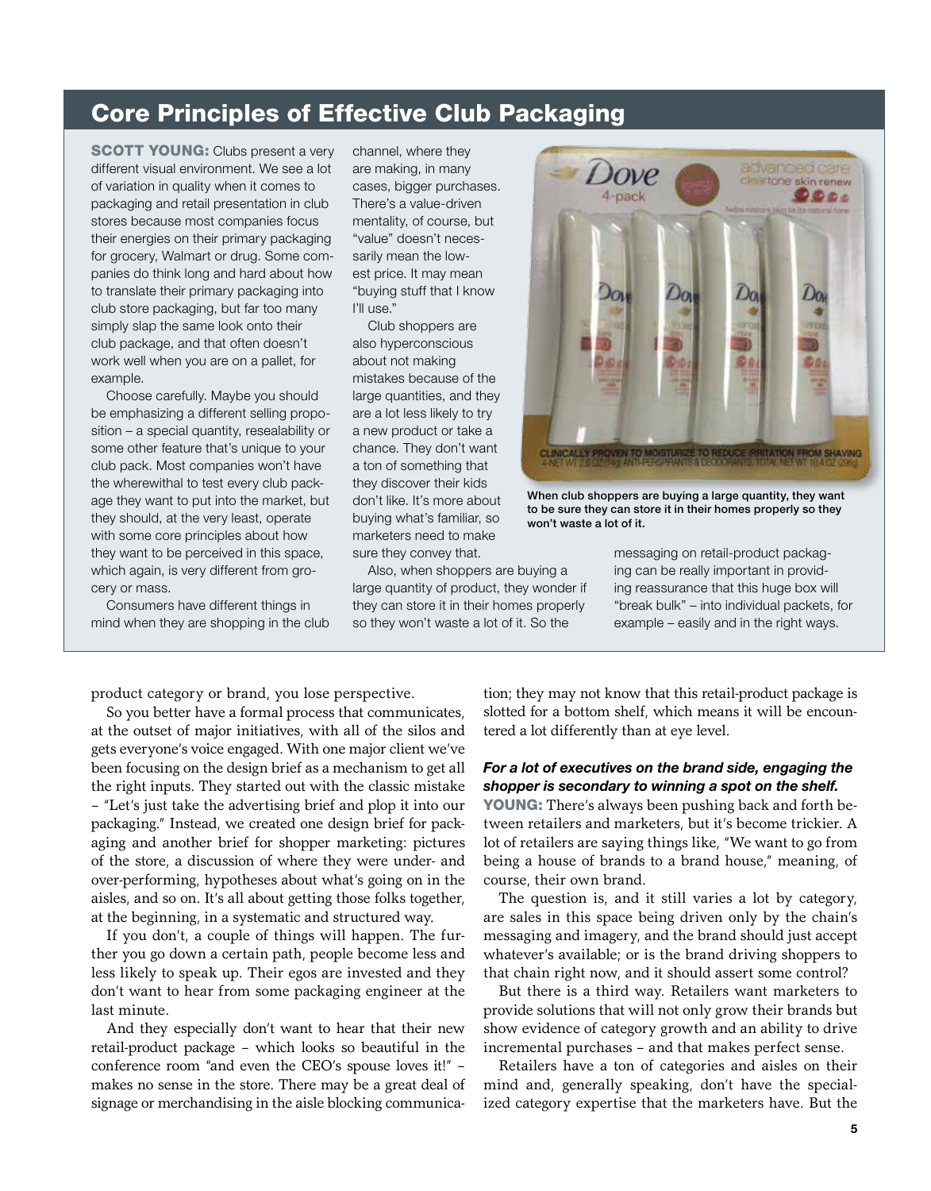## Core Principles of Effective Club Packaging

**SCOTT YOUNG:** Clubs present a very different visual environment. We see a lot of variation in quality when it comes to packaging and retail presentation in club stores because most companies focus their energies on their primary packaging for grocery, Walmart or drug. Some companies do think long and hard about how to translate their primary packaging into club store packaging, but far too many simply slap the same look onto their club package, and that often doesn't work well when you are on a pallet, for example.

Choose carefully. Maybe you should be emphasizing a different selling proposition – a special quantity, resealability or some other feature that's unique to your club pack. Most companies won't have the wherewithal to test every club package they want to put into the market, but they should, at the very least, operate with some core principles about how they want to be perceived in this space, which again, is very different from grocery or mass.

Consumers have different things in mind when they are shopping in the club channel, where they are making, in many cases, bigger purchases. There's a value-driven mentality, of course, but "value" doesn't necessarily mean the lowest price. It may mean "buying stuff that I know I'll use."

Club shoppers are also hyperconscious about not making mistakes because of the large quantities, and they are a lot less likely to try a new product or take a chance. They don't want a ton of something that they discover their kids don't like. It's more about buying what's familiar, so marketers need to make sure they convey that.

Also, when shoppers are buying a large quantity of product, they wonder if they can store it in their homes properly so they won't waste a lot of it. So the messaging on retail-product packaging can be really important in providing reassurance that this huge box will "break bulk" – into individual packets, for example – easily and in the right ways.

When club shoppers are buying a large quantity, they want to be sure they can store it in their homes properly so they won't waste a lot of it.

product category or brand, you lose perspective.

So you better have a formal process that communicates, at the outset of major initiatives, with all of the silos and gets everyone's voice engaged. With one major client we've been focusing on the design brief as a mechanism to get all the right inputs. They started out with the classic mistake – "Let's just take the advertising brief and plop it into our packaging." Instead, we created one design brief for packaging and another brief for shopper marketing: pictures of the store, a discussion of where they were under- and over-performing, hypotheses about what's going on in the aisles, and so on. It's all about getting those folks together, at the beginning, in a systematic and structured way.

If you don't, a couple of things will happen. The further you go down a certain path, people become less and less likely to speak up. Their egos are invested and they don't want to hear from some packaging engineer at the last minute.

And they especially don't want to hear that their new retail-product package – which looks so beautiful in the conference room "and even the CEO's spouse loves it!" – makes no sense in the store. There may be a great deal of signage or merchandising in the aisle blocking communication; they may not know that this retail-product package is slotted for a bottom shelf, which means it will be encountered a lot differently than at eye level.

***For a lot of executives on the brand side, engaging the shopper is secondary to winning a spot on the shelf.***

**YOUNG:** There's always been pushing back and forth between retailers and marketers, but it's become trickier. A lot of retailers are saying things like, "We want to go from being a house of brands to a brand house," meaning, of course, their own brand.

The question is, and it still varies a lot by category, are sales in this space being driven only by the chain's messaging and imagery, and the brand should just accept whatever's available; or is the brand driving shoppers to that chain right now, and it should assert some control?

But there is a third way. Retailers want marketers to provide solutions that will not only grow their brands but show evidence of category growth and an ability to drive incremental purchases – and that makes perfect sense.

Retailers have a ton of categories and aisles on their mind and, generally speaking, don't have the specialized category expertise that the marketers have. But the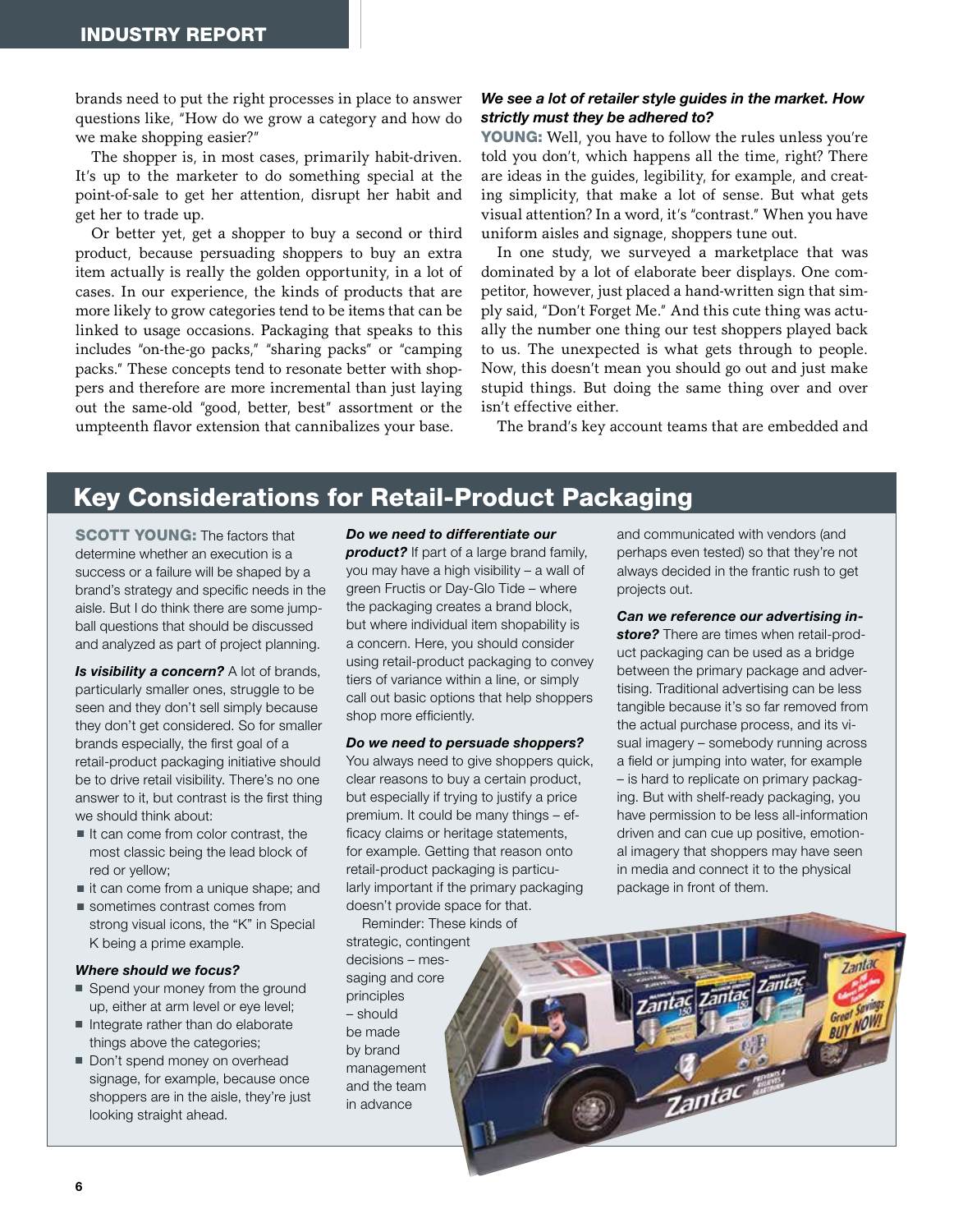brands need to put the right processes in place to answer questions like, "How do we grow a category and how do we make shopping easier?"

The shopper is, in most cases, primarily habit-driven. It's up to the marketer to do something special at the point-of-sale to get her attention, disrupt her habit and get her to trade up.

Or better yet, get a shopper to buy a second or third product, because persuading shoppers to buy an extra item actually is really the golden opportunity, in a lot of cases. In our experience, the kinds of products that are more likely to grow categories tend to be items that can be linked to usage occasions. Packaging that speaks to this includes "on-the-go packs," "sharing packs" or "camping packs." These concepts tend to resonate better with shoppers and therefore are more incremental than just laying out the same-old "good, better, best" assortment or the umpteenth flavor extension that cannibalizes your base.

***We see a lot of retailer style guides in the market. How strictly must they be adhered to?***

**YOUNG:** Well, you have to follow the rules unless you're told you don't, which happens all the time, right? There are ideas in the guides, legibility, for example, and creating simplicity, that make a lot of sense. But what gets visual attention? In a word, it's "contrast." When you have uniform aisles and signage, shoppers tune out.

In one study, we surveyed a marketplace that was dominated by a lot of elaborate beer displays. One competitor, however, just placed a hand-written sign that simply said, "Don't Forget Me." And this cute thing was actually the number one thing our test shoppers played back to us. The unexpected is what gets through to people. Now, this doesn't mean you should go out and just make stupid things. But doing the same thing over and over isn't effective either.

The brand's key account teams that are embedded and

## Key Considerations for Retail-Product Packaging

**SCOTT YOUNG:** The factors that determine whether an execution is a success or a failure will be shaped by a brand's strategy and specific needs in the aisle. But I do think there are some jump-ball questions that should be discussed and analyzed as part of project planning.

***Is visibility a concern?*** A lot of brands, particularly smaller ones, struggle to be seen and they don't sell simply because they don't get considered. So for smaller brands especially, the first goal of a retail-product packaging initiative should be to drive retail visibility. There's no one answer to it, but contrast is the first thing we should think about:

- It can come from color contrast, the most classic being the lead block of red or yellow;
- it can come from a unique shape; and
- sometimes contrast comes from strong visual icons, the "K" in Special K being a prime example.

***Where should we focus?***

- Spend your money from the ground up, either at arm level or eye level;
- Integrate rather than do elaborate things above the categories;
- Don't spend money on overhead signage, for example, because once shoppers are in the aisle, they're just looking straight ahead.

***Do we need to differentiate our product?*** If part of a large brand family, you may have a high visibility – a wall of green Fructis or Day-Glo Tide – where the packaging creates a brand block, but where individual item shopability is a concern. Here, you should consider using retail-product packaging to convey tiers of variance within a line, or simply call out basic options that help shoppers shop more efficiently.

***Do we need to persuade shoppers?*** You always need to give shoppers quick, clear reasons to buy a certain product, but especially if trying to justify a price premium. It could be many things – efficacy claims or heritage statements, for example. Getting that reason onto retail-product packaging is particularly important if the primary packaging doesn't provide space for that.

Reminder: These kinds of strategic, contingent decisions – messaging and core principles – should be made by brand management and the team in advance and communicated with vendors (and perhaps even tested) so that they're not always decided in the frantic rush to get projects out.

***Can we reference our advertising in-store?*** There are times when retail-product packaging can be used as a bridge between the primary package and advertising. Traditional advertising can be less tangible because it's so far removed from the actual purchase process, and its visual imagery – somebody running across a field or jumping into water, for example – is hard to replicate on primary packaging. But with shelf-ready packaging, you have permission to be less all-information driven and can cue up positive, emotional imagery that shoppers may have seen in media and connect it to the physical package in front of them.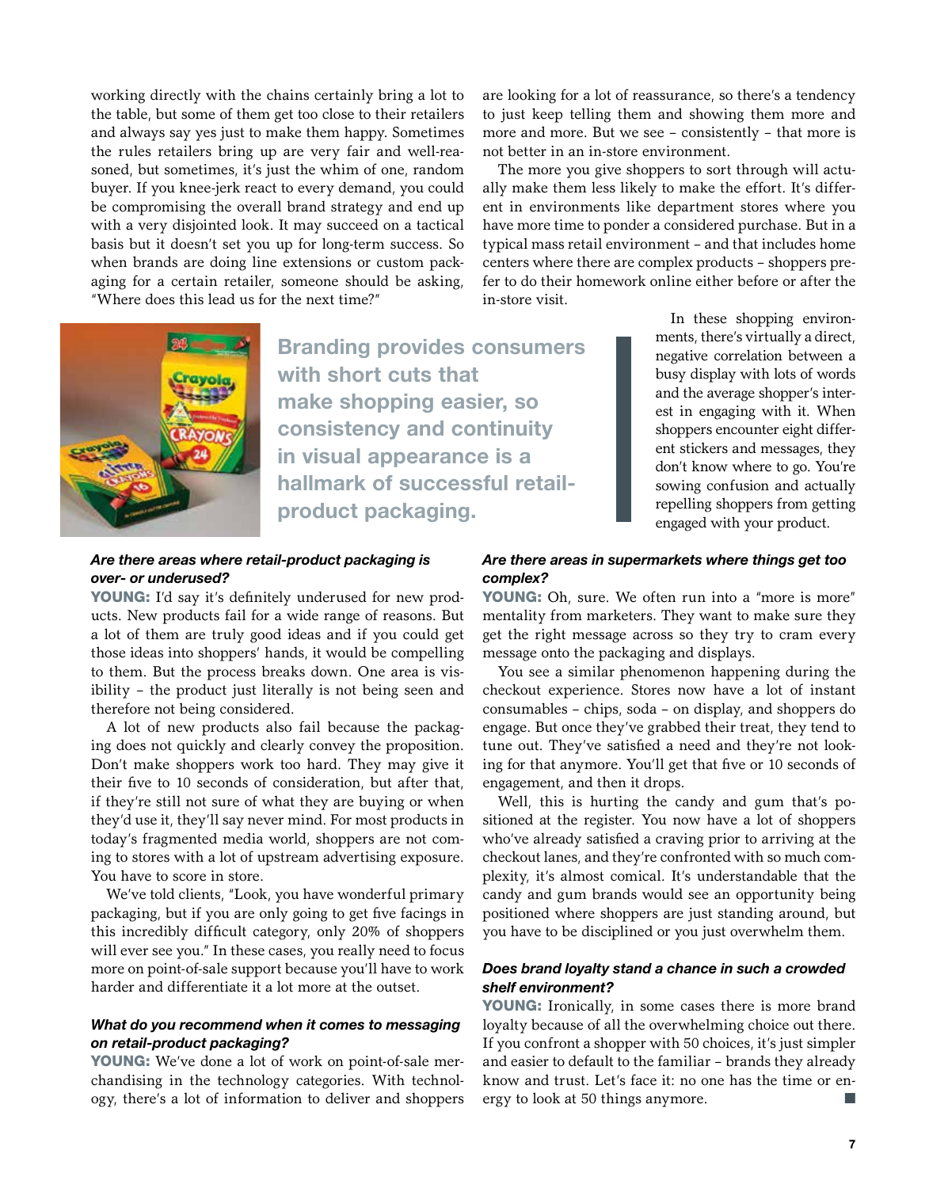working directly with the chains certainly bring a lot to the table, but some of them get too close to their retailers and always say yes just to make them happy. Sometimes the rules retailers bring up are very fair and well-reasoned, but sometimes, it's just the whim of one, random buyer. If you knee-jerk react to every demand, you could be compromising the overall brand strategy and end up with a very disjointed look. It may succeed on a tactical basis but it doesn't set you up for long-term success. So when brands are doing line extensions or custom packaging for a certain retailer, someone should be asking, "Where does this lead us for the next time?"

**Branding provides consumers with short cuts that make shopping easier, so consistency and continuity in visual appearance is a hallmark of successful retail-product packaging.**

### *Are there areas where retail-product packaging is over- or underused?*

**YOUNG:** I'd say it's definitely underused for new products. New products fail for a wide range of reasons. But a lot of them are truly good ideas and if you could get those ideas into shoppers' hands, it would be compelling to them. But the process breaks down. One area is visibility – the product just literally is not being seen and therefore not being considered.

A lot of new products also fail because the packaging does not quickly and clearly convey the proposition. Don't make shoppers work too hard. They may give it their five to 10 seconds of consideration, but after that, if they're still not sure of what they are buying or when they'd use it, they'll say never mind. For most products in today's fragmented media world, shoppers are not coming to stores with a lot of upstream advertising exposure. You have to score in store.

We've told clients, "Look, you have wonderful primary packaging, but if you are only going to get five facings in this incredibly difficult category, only 20% of shoppers will ever see you." In these cases, you really need to focus more on point-of-sale support because you'll have to work harder and differentiate it a lot more at the outset.

### *What do you recommend when it comes to messaging on retail-product packaging?*

**YOUNG:** We've done a lot of work on point-of-sale merchandising in the technology categories. With technology, there's a lot of information to deliver and shoppers are looking for a lot of reassurance, so there's a tendency to just keep telling them and showing them more and more and more. But we see – consistently – that more is not better in an in-store environment.

The more you give shoppers to sort through will actually make them less likely to make the effort. It's different in environments like department stores where you have more time to ponder a considered purchase. But in a typical mass retail environment – and that includes home centers where there are complex products – shoppers prefer to do their homework online either before or after the in-store visit.

In these shopping environments, there's virtually a direct, negative correlation between a busy display with lots of words and the average shopper's interest in engaging with it. When shoppers encounter eight different stickers and messages, they don't know where to go. You're sowing confusion and actually repelling shoppers from getting engaged with your product.

### *Are there areas in supermarkets where things get too complex?*

**YOUNG:** Oh, sure. We often run into a "more is more" mentality from marketers. They want to make sure they get the right message across so they try to cram every message onto the packaging and displays.

You see a similar phenomenon happening during the checkout experience. Stores now have a lot of instant consumables – chips, soda – on display, and shoppers do engage. But once they've grabbed their treat, they tend to tune out. They've satisfied a need and they're not looking for that anymore. You'll get that five or 10 seconds of engagement, and then it drops.

Well, this is hurting the candy and gum that's positioned at the register. You now have a lot of shoppers who've already satisfied a craving prior to arriving at the checkout lanes, and they're confronted with so much complexity, it's almost comical. It's understandable that the candy and gum brands would see an opportunity being positioned where shoppers are just standing around, but you have to be disciplined or you just overwhelm them.

### *Does brand loyalty stand a chance in such a crowded shelf environment?*

**YOUNG:** Ironically, in some cases there is more brand loyalty because of all the overwhelming choice out there. If you confront a shopper with 50 choices, it's just simpler and easier to default to the familiar – brands they already know and trust. Let's face it: no one has the time or energy to look at 50 things anymore. ■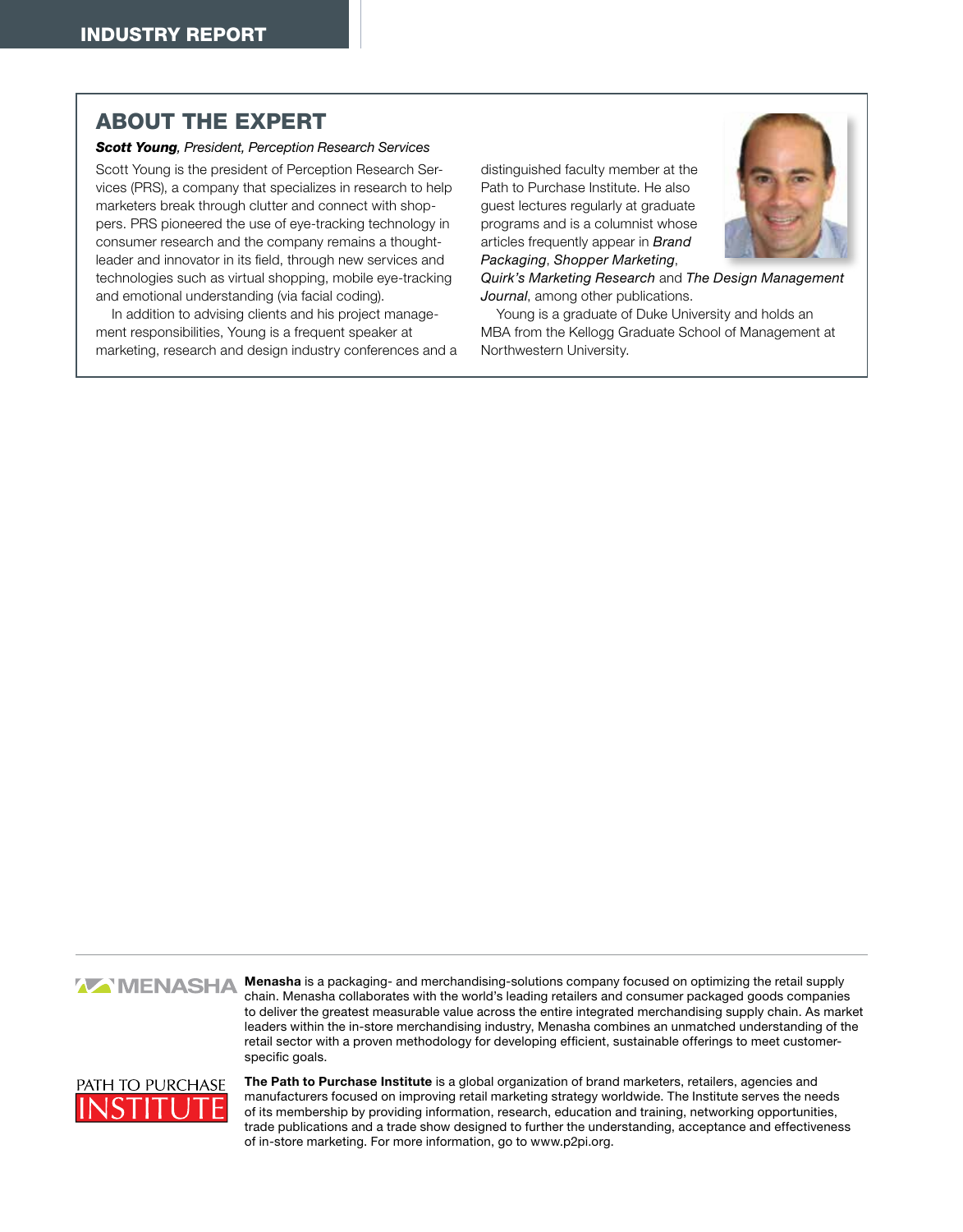## ABOUT THE EXPERT

***Scott Young**, President, Perception Research Services*

Scott Young is the president of Perception Research Services (PRS), a company that specializes in research to help marketers break through clutter and connect with shoppers. PRS pioneered the use of eye-tracking technology in consumer research and the company remains a thought-leader and innovator in its field, through new services and technologies such as virtual shopping, mobile eye-tracking and emotional understanding (via facial coding).

In addition to advising clients and his project management responsibilities, Young is a frequent speaker at marketing, research and design industry conferences and a distinguished faculty member at the Path to Purchase Institute. He also guest lectures regularly at graduate programs and is a columnist whose articles frequently appear in *Brand Packaging*, *Shopper Marketing*, *Quirk's Marketing Research* and *The Design Management Journal*, among other publications.

Young is a graduate of Duke University and holds an MBA from the Kellogg Graduate School of Management at Northwestern University.

---

MENASHA

**Menasha** is a packaging- and merchandising-solutions company focused on optimizing the retail supply chain. Menasha collaborates with the world's leading retailers and consumer packaged goods companies to deliver the greatest measurable value across the entire integrated merchandising supply chain. As market leaders within the in-store merchandising industry, Menasha combines an unmatched understanding of the retail sector with a proven methodology for developing efficient, sustainable offerings to meet customer-specific goals.

PATH TO PURCHASE INSTITUTE

**The Path to Purchase Institute** is a global organization of brand marketers, retailers, agencies and manufacturers focused on improving retail marketing strategy worldwide. The Institute serves the needs of its membership by providing information, research, education and training, networking opportunities, trade publications and a trade show designed to further the understanding, acceptance and effectiveness of in-store marketing. For more information, go to www.p2pi.org.